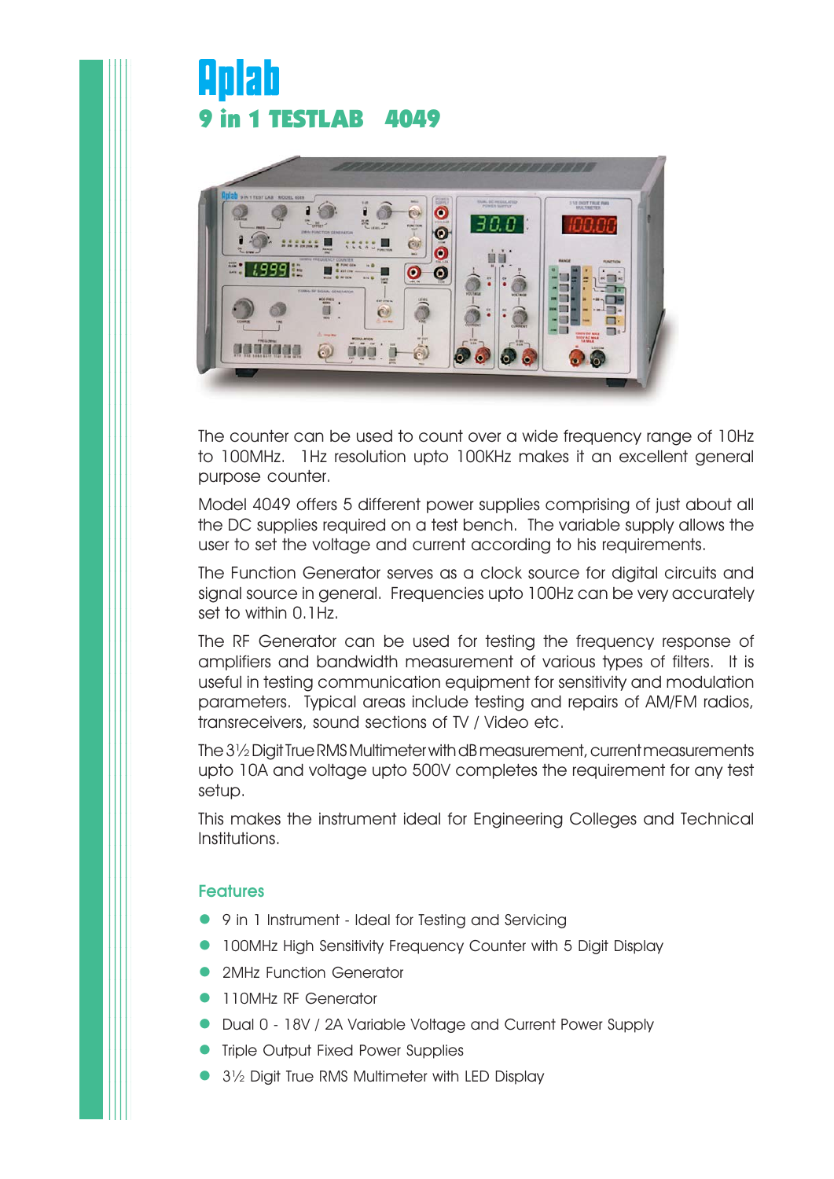# Aplab

## 9 in 1 TESTLAB 4049

The counter can be used to count over a wide frequency range of 10Hz to 100MHz. 1Hz resolution upto 100KHz makes it an excellent general purpose counter.

Model 4049 offers 5 different power supplies comprising of just about all the DC supplies required on a test bench. The variable supply allows the user to set the voltage and current according to his requirements.

The Function Generator serves as a clock source for digital circuits and signal source in general. Frequencies upto 100Hz can be very accurately set to within 0.1Hz.

The RF Generator can be used for testing the frequency response of amplifiers and bandwidth measurement of various types of filters. It is useful in testing communication equipment for sensitivity and modulation parameters. Typical areas include testing and repairs of AM/FM radios, transreceivers, sound sections of TV / Video etc.

The 3½ Digit True RMS Multimeter with dB measurement, current measurements upto 10A and voltage upto 500V completes the requirement for any test setup.

This makes the instrument ideal for Engineering Colleges and Technical Institutions.

### Features

- 9 in 1 Instrument - Ideal for Testing and Servicing
- 100MHz High Sensitivity Frequency Counter with 5 Digit Display
- 2MHz Function Generator
- 110MHz RF Generator
- Dual 0 - 18V / 2A Variable Voltage and Current Power Supply
- Triple Output Fixed Power Supplies
- 3½ Digit True RMS Multimeter with LED Display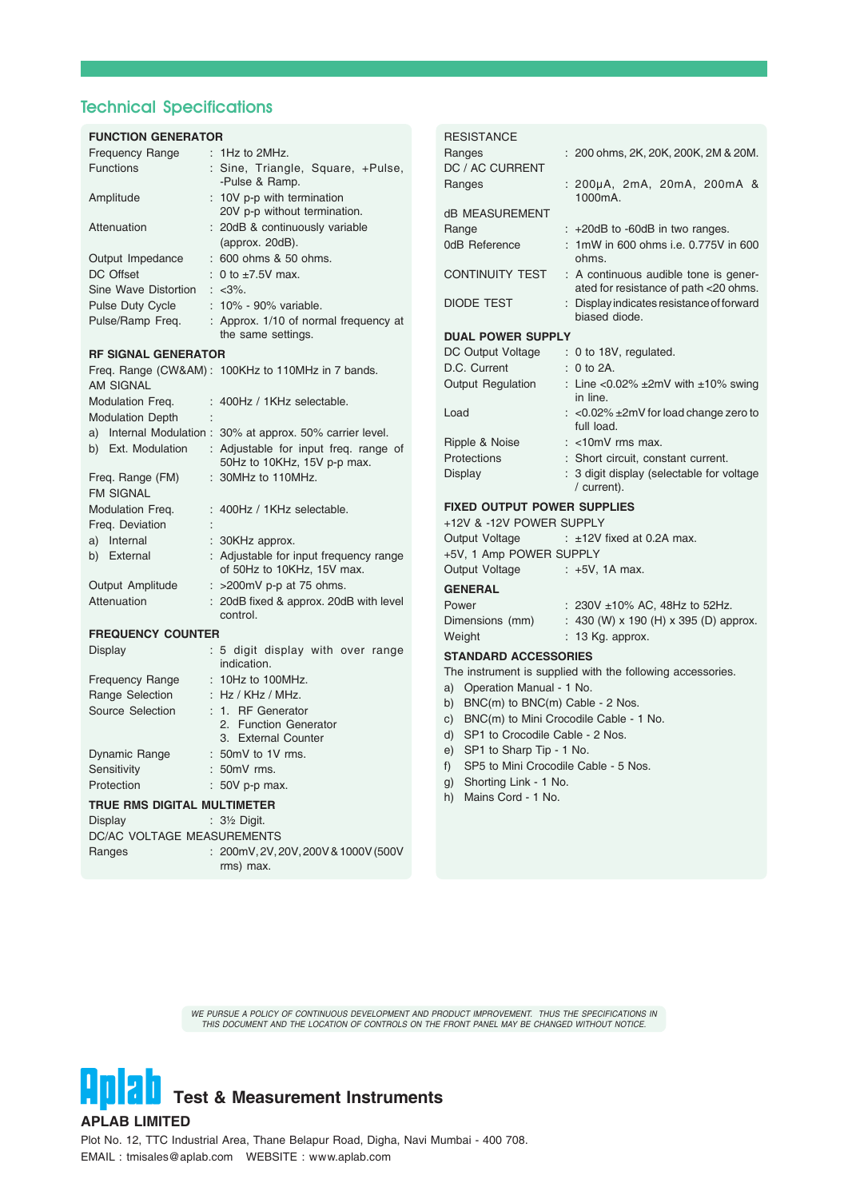## Technical Specifications

### FUNCTION GENERATOR

| | |
|---|---|
| Frequency Range | : 1Hz to 2MHz. |
| Functions | : Sine, Triangle, Square, +Pulse, -Pulse & Ramp. |
| Amplitude | : 10V p-p with termination<br>20V p-p without termination. |
| Attenuation | : 20dB & continuously variable (approx. 20dB). |
| Output Impedance | : 600 ohms & 50 ohms. |
| DC Offset | : 0 to ±7.5V max. |
| Sine Wave Distortion | : <3%. |
| Pulse Duty Cycle | : 10% - 90% variable. |
| Pulse/Ramp Freq. | : Approx. 1/10 of normal frequency at the same settings. |

### RF SIGNAL GENERATOR

| | |
|---|---|
| Freq. Range (CW&AM) | : 100KHz to 110MHz in 7 bands. |
| AM SIGNAL | |
| Modulation Freq. | : 400Hz / 1KHz selectable. |
| Modulation Depth | : |
| a) Internal Modulation | : 30% at approx. 50% carrier level. |
| b) Ext. Modulation | : Adjustable for input freq. range of 50Hz to 10KHz, 15V p-p max. |
| Freq. Range (FM) | : 30MHz to 110MHz. |
| FM SIGNAL | |
| Modulation Freq. | : 400Hz / 1KHz selectable. |
| Freq. Deviation | : |
| a) Internal | : 30KHz approx. |
| b) External | : Adjustable for input frequency range of 50Hz to 10KHz, 15V max. |
| Output Amplitude | : >200mV p-p at 75 ohms. |
| Attenuation | : 20dB fixed & approx. 20dB with level control. |

### FREQUENCY COUNTER

| | |
|---|---|
| Display | : 5 digit display with over range indication. |
| Frequency Range | : 10Hz to 100MHz. |
| Range Selection | : Hz / KHz / MHz. |
| Source Selection | : 1. RF Generator<br>2. Function Generator<br>3. External Counter |
| Dynamic Range | : 50mV to 1V rms. |
| Sensitivity | : 50mV rms. |
| Protection | : 50V p-p max. |

### TRUE RMS DIGITAL MULTIMETER

| | |
|---|---|
| Display | : 3½ Digit. |
| DC/AC VOLTAGE MEASUREMENTS | |
| Ranges | : 200mV, 2V, 20V, 200V & 1000V (500V rms) max. |
| RESISTANCE | |
| Ranges | : 200 ohms, 2K, 20K, 200K, 2M & 20M. |
| DC / AC CURRENT | |
| Ranges | : 200µA, 2mA, 20mA, 200mA & 1000mA. |
| dB MEASUREMENT | |
| Range | : +20dB to -60dB in two ranges. |
| 0dB Reference | : 1mW in 600 ohms i.e. 0.775V in 600 ohms. |
| CONTINUITY TEST | : A continuous audible tone is generated for resistance of path <20 ohms. |
| DIODE TEST | : Display indicates resistance of forward biased diode. |

### DUAL POWER SUPPLY

| | |
|---|---|
| DC Output Voltage | : 0 to 18V, regulated. |
| D.C. Current | : 0 to 2A. |
| Output Regulation | : Line <0.02% ±2mV with ±10% swing in line. |
| Load | : <0.02% ±2mV for load change zero to full load. |
| Ripple & Noise | : <10mV rms max. |
| Protections | : Short circuit, constant current. |
| Display | : 3 digit display (selectable for voltage / current). |

### FIXED OUTPUT POWER SUPPLIES

| | |
|---|---|
| +12V & -12V POWER SUPPLY | |
| Output Voltage | : ±12V fixed at 0.2A max. |
| +5V, 1 Amp POWER SUPPLY | |
| Output Voltage | : +5V, 1A max. |

### GENERAL

| | |
|---|---|
| Power | : 230V ±10% AC, 48Hz to 52Hz. |
| Dimensions (mm) | : 430 (W) x 190 (H) x 395 (D) approx. |
| Weight | : 13 Kg. approx. |

### STANDARD ACCESSORIES

The instrument is supplied with the following accessories.

a) Operation Manual - 1 No.
b) BNC(m) to BNC(m) Cable - 2 Nos.
c) BNC(m) to Mini Crocodile Cable - 1 No.
d) SP1 to Crocodile Cable - 2 Nos.
e) SP1 to Sharp Tip - 1 No.
f) SP5 to Mini Crocodile Cable - 5 Nos.
g) Shorting Link - 1 No.
h) Mains Cord - 1 No.

*WE PURSUE A POLICY OF CONTINUOUS DEVELOPMENT AND PRODUCT IMPROVEMENT. THUS THE SPECIFICATIONS IN THIS DOCUMENT AND THE LOCATION OF CONTROLS ON THE FRONT PANEL MAY BE CHANGED WITHOUT NOTICE.*

**Aplab Test & Measurement Instruments**

**APLAB LIMITED**

Plot No. 12, TTC Industrial Area, Thane Belapur Road, Digha, Navi Mumbai - 400 708.

EMAIL : tmisales@aplab.com WEBSITE : www.aplab.com